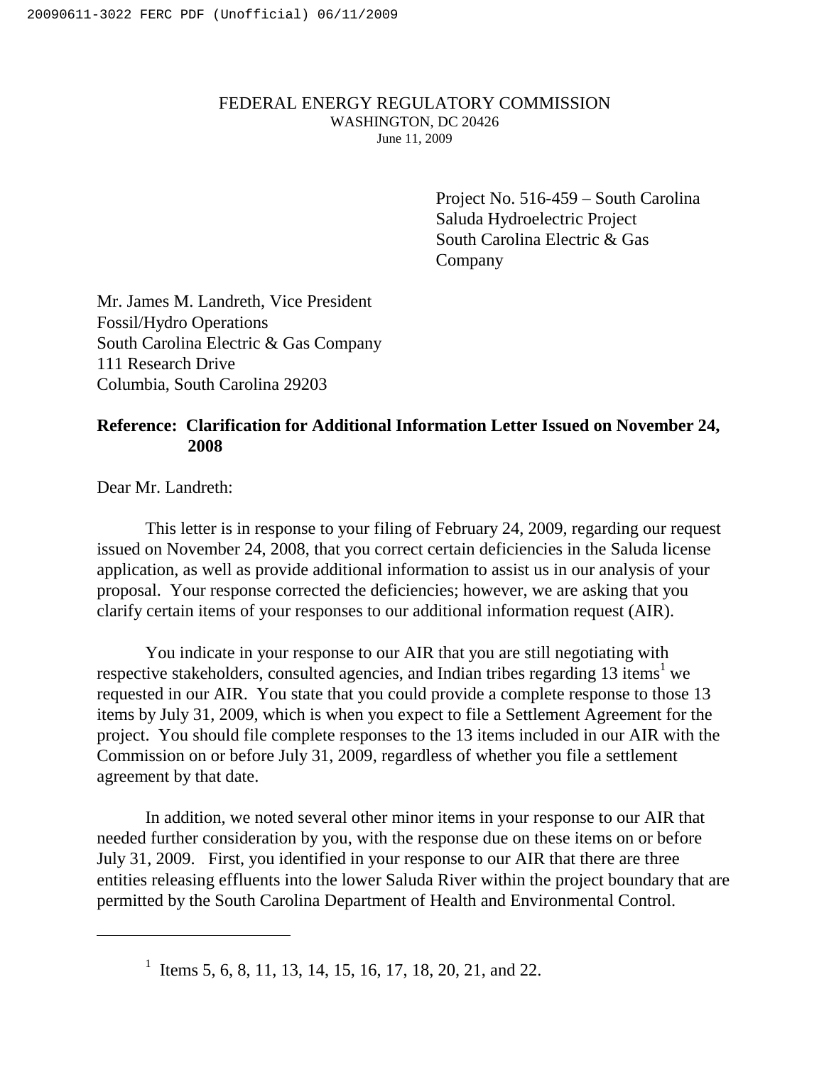FEDERAL ENERGY REGULATORY COMMISSION
WASHINGTON, DC 20426
June 11, 2009

Project No. 516-459 – South Carolina
Saluda Hydroelectric Project
South Carolina Electric & Gas
Company

Mr. James M. Landreth, Vice President
Fossil/Hydro Operations
South Carolina Electric & Gas Company
111 Research Drive
Columbia, South Carolina 29203

**Reference: Clarification for Additional Information Letter Issued on November 24, 2008**

Dear Mr. Landreth:

This letter is in response to your filing of February 24, 2009, regarding our request issued on November 24, 2008, that you correct certain deficiencies in the Saluda license application, as well as provide additional information to assist us in our analysis of your proposal. Your response corrected the deficiencies; however, we are asking that you clarify certain items of your responses to our additional information request (AIR).

You indicate in your response to our AIR that you are still negotiating with respective stakeholders, consulted agencies, and Indian tribes regarding 13 items[1] we requested in our AIR. You state that you could provide a complete response to those 13 items by July 31, 2009, which is when you expect to file a Settlement Agreement for the project. You should file complete responses to the 13 items included in our AIR with the Commission on or before July 31, 2009, regardless of whether you file a settlement agreement by that date.

In addition, we noted several other minor items in your response to our AIR that needed further consideration by you, with the response due on these items on or before July 31, 2009. First, you identified in your response to our AIR that there are three entities releasing effluents into the lower Saluda River within the project boundary that are permitted by the South Carolina Department of Health and Environmental Control.

---

[1] Items 5, 6, 8, 11, 13, 14, 15, 16, 17, 18, 20, 21, and 22.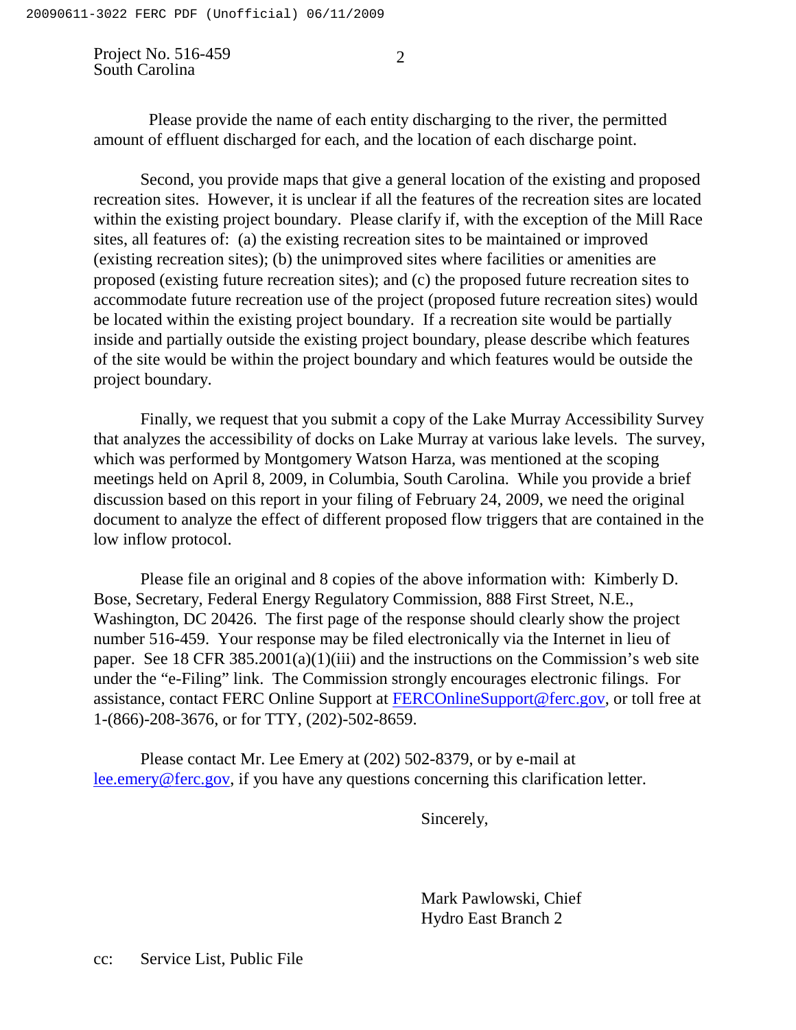Please provide the name of each entity discharging to the river, the permitted amount of effluent discharged for each, and the location of each discharge point.

Second, you provide maps that give a general location of the existing and proposed recreation sites. However, it is unclear if all the features of the recreation sites are located within the existing project boundary. Please clarify if, with the exception of the Mill Race sites, all features of: (a) the existing recreation sites to be maintained or improved (existing recreation sites); (b) the unimproved sites where facilities or amenities are proposed (existing future recreation sites); and (c) the proposed future recreation sites to accommodate future recreation use of the project (proposed future recreation sites) would be located within the existing project boundary. If a recreation site would be partially inside and partially outside the existing project boundary, please describe which features of the site would be within the project boundary and which features would be outside the project boundary.

Finally, we request that you submit a copy of the Lake Murray Accessibility Survey that analyzes the accessibility of docks on Lake Murray at various lake levels. The survey, which was performed by Montgomery Watson Harza, was mentioned at the scoping meetings held on April 8, 2009, in Columbia, South Carolina. While you provide a brief discussion based on this report in your filing of February 24, 2009, we need the original document to analyze the effect of different proposed flow triggers that are contained in the low inflow protocol.

Please file an original and 8 copies of the above information with: Kimberly D. Bose, Secretary, Federal Energy Regulatory Commission, 888 First Street, N.E., Washington, DC 20426. The first page of the response should clearly show the project number 516-459. Your response may be filed electronically via the Internet in lieu of paper. See 18 CFR 385.2001(a)(1)(iii) and the instructions on the Commission's web site under the "e-Filing" link. The Commission strongly encourages electronic filings. For assistance, contact FERC Online Support at FERCOnlineSupport@ferc.gov, or toll free at 1-(866)-208-3676, or for TTY, (202)-502-8659.

Please contact Mr. Lee Emery at (202) 502-8379, or by e-mail at lee.emery@ferc.gov, if you have any questions concerning this clarification letter.

Sincerely,

Mark Pawlowski, Chief
Hydro East Branch 2

cc: Service List, Public File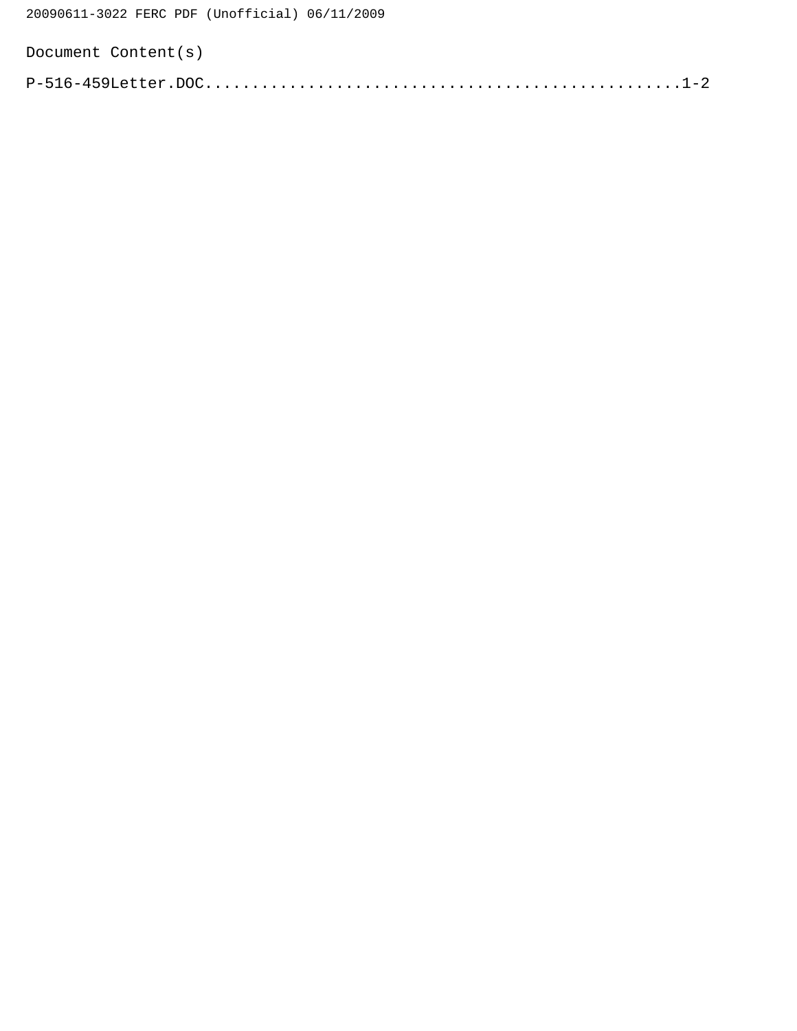Document Content(s)

P-516-459Letter.DOC.................................................1-2